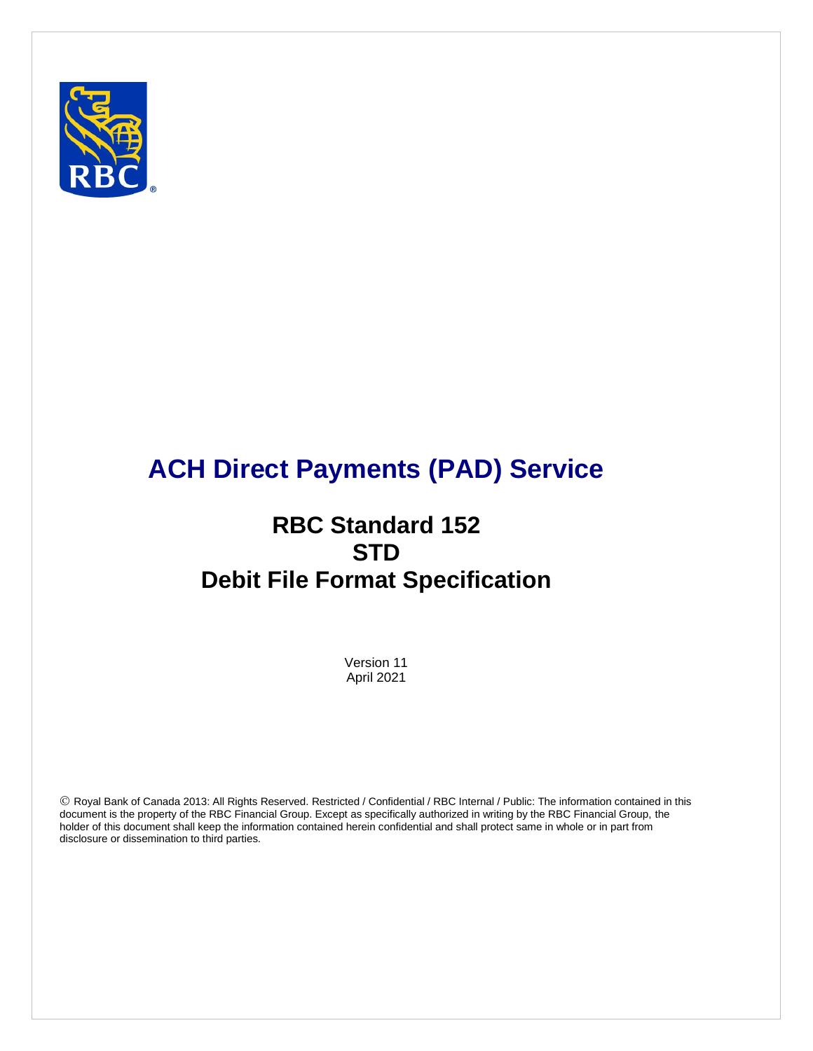# ACH Direct Payments (PAD) Service

## RBC Standard 152
## STD
## Debit File Format Specification

Version 11
April 2021

© Royal Bank of Canada 2013: All Rights Reserved. Restricted / Confidential / RBC Internal / Public: The information contained in this document is the property of the RBC Financial Group. Except as specifically authorized in writing by the RBC Financial Group, the holder of this document shall keep the information contained herein confidential and shall protect same in whole or in part from disclosure or dissemination to third parties.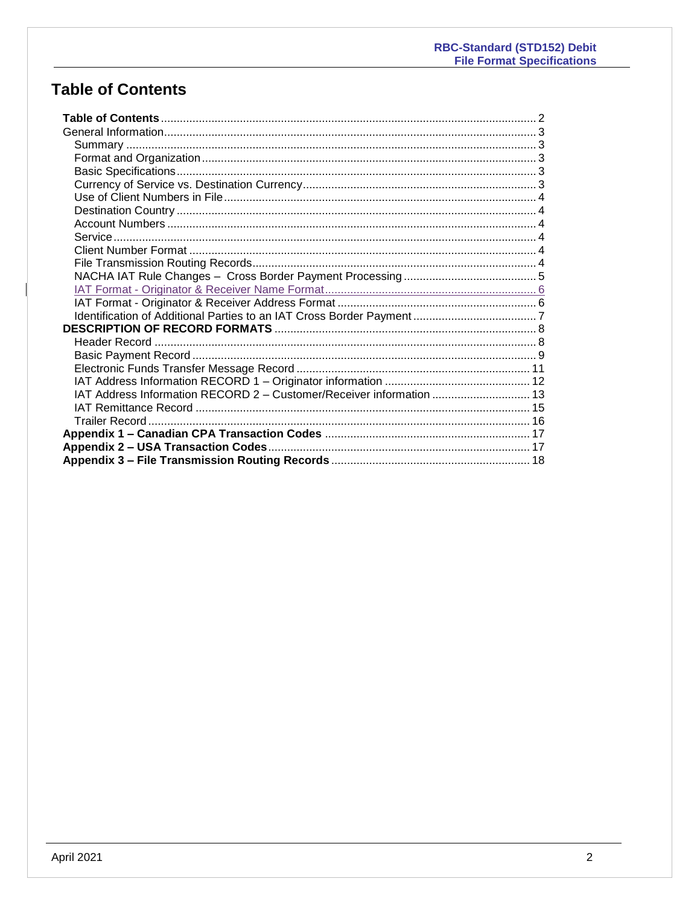# Table of Contents

**Table of Contents** ..... 2
General Information ..... 3
- Summary ..... 3
- Format and Organization ..... 3
- Basic Specifications ..... 3
- Currency of Service vs. Destination Currency ..... 3
- Use of Client Numbers in File ..... 4
- Destination Country ..... 4
- Account Numbers ..... 4
- Service ..... 4
- Client Number Format ..... 4
- File Transmission Routing Records ..... 4
- NACHA IAT Rule Changes – Cross Border Payment Processing ..... 5
- IAT Format - Originator & Receiver Name Format ..... 6
- IAT Format - Originator & Receiver Address Format ..... 6
- Identification of Additional Parties to an IAT Cross Border Payment ..... 7

**DESCRIPTION OF RECORD FORMATS** ..... 8
- Header Record ..... 8
- Basic Payment Record ..... 9
- Electronic Funds Transfer Message Record ..... 11
- IAT Address Information RECORD 1 – Originator information ..... 12
- IAT Address Information RECORD 2 – Customer/Receiver information ..... 13
- IAT Remittance Record ..... 15
- Trailer Record ..... 16

**Appendix 1 – Canadian CPA Transaction Codes** ..... 17
**Appendix 2 – USA Transaction Codes** ..... 17
**Appendix 3 – File Transmission Routing Records** ..... 18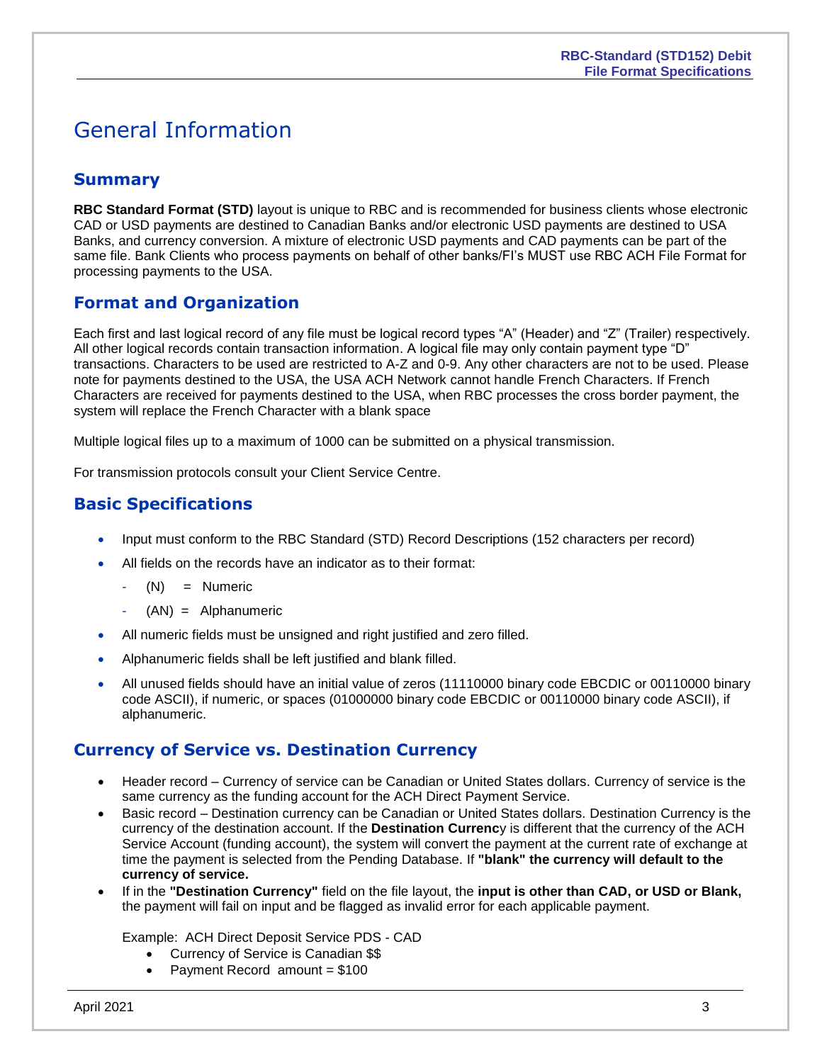# General Information

## Summary

**RBC Standard Format (STD)** layout is unique to RBC and is recommended for business clients whose electronic CAD or USD payments are destined to Canadian Banks and/or electronic USD payments are destined to USA Banks, and currency conversion. A mixture of electronic USD payments and CAD payments can be part of the same file. Bank Clients who process payments on behalf of other banks/FI's MUST use RBC ACH File Format for processing payments to the USA.

## Format and Organization

Each first and last logical record of any file must be logical record types "A" (Header) and "Z" (Trailer) respectively. All other logical records contain transaction information. A logical file may only contain payment type "D" transactions. Characters to be used are restricted to A-Z and 0-9. Any other characters are not to be used. Please note for payments destined to the USA, the USA ACH Network cannot handle French Characters. If French Characters are received for payments destined to the USA, when RBC processes the cross border payment, the system will replace the French Character with a blank space

Multiple logical files up to a maximum of 1000 can be submitted on a physical transmission.

For transmission protocols consult your Client Service Centre.

## Basic Specifications

- Input must conform to the RBC Standard (STD) Record Descriptions (152 characters per record)
- All fields on the records have an indicator as to their format:
  - (N) = Numeric
  - (AN) = Alphanumeric
- All numeric fields must be unsigned and right justified and zero filled.
- Alphanumeric fields shall be left justified and blank filled.
- All unused fields should have an initial value of zeros (11110000 binary code EBCDIC or 00110000 binary code ASCII), if numeric, or spaces (01000000 binary code EBCDIC or 00110000 binary code ASCII), if alphanumeric.

## Currency of Service vs. Destination Currency

- Header record – Currency of service can be Canadian or United States dollars. Currency of service is the same currency as the funding account for the ACH Direct Payment Service.
- Basic record – Destination currency can be Canadian or United States dollars. Destination Currency is the currency of the destination account. If the **Destination Currenc**y is different that the currency of the ACH Service Account (funding account), the system will convert the payment at the current rate of exchange at time the payment is selected from the Pending Database. If **"blank" the currency will default to the currency of service.**
- If in the **"Destination Currency"** field on the file layout, the **input is other than CAD, or USD or Blank,** the payment will fail on input and be flagged as invalid error for each applicable payment.

  Example: ACH Direct Deposit Service PDS - CAD
  - Currency of Service is Canadian $$
  - Payment Record amount = $100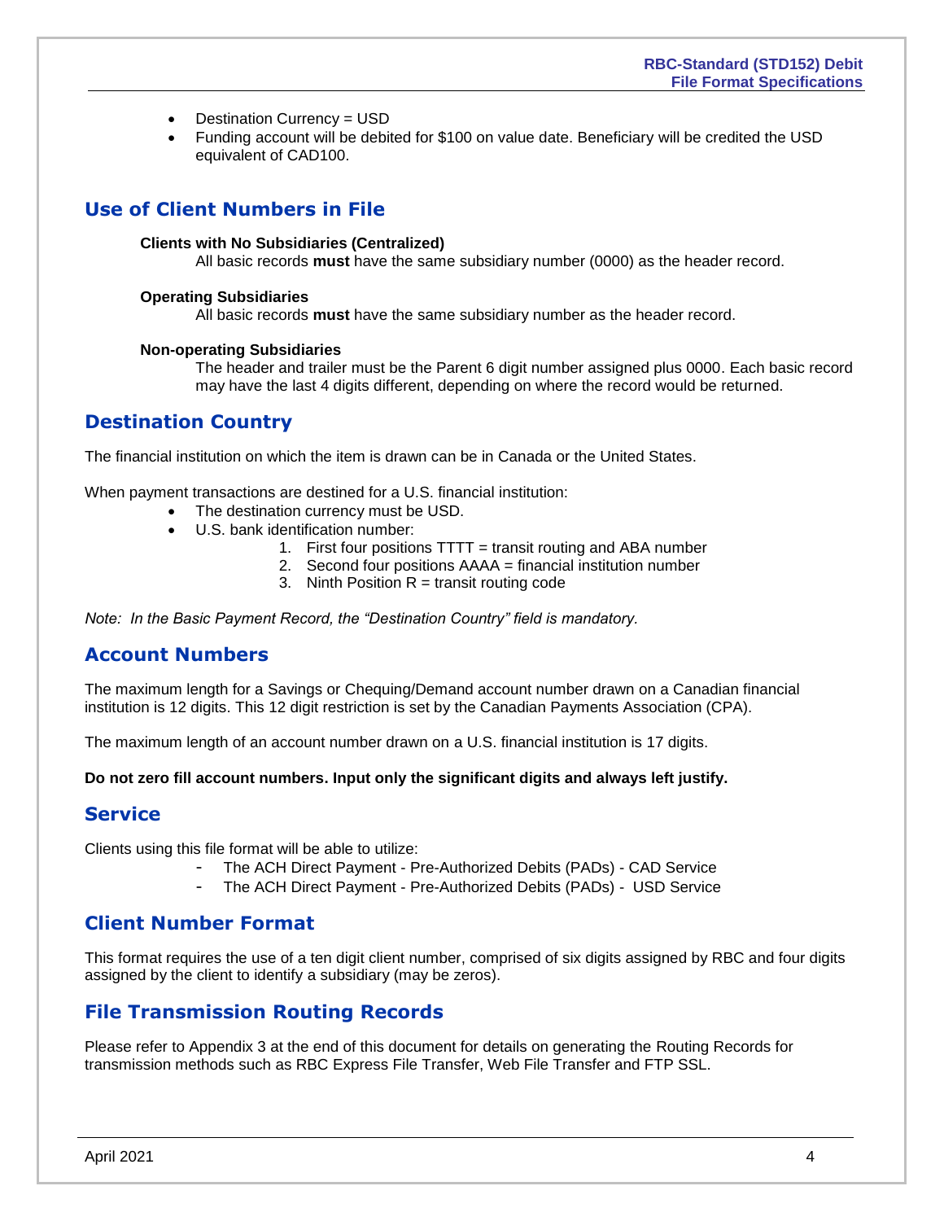- Destination Currency = USD
- Funding account will be debited for $100 on value date. Beneficiary will be credited the USD equivalent of CAD100.

## Use of Client Numbers in File

**Clients with No Subsidiaries (Centralized)**

All basic records **must** have the same subsidiary number (0000) as the header record.

**Operating Subsidiaries**

All basic records **must** have the same subsidiary number as the header record.

**Non-operating Subsidiaries**

The header and trailer must be the Parent 6 digit number assigned plus 0000. Each basic record may have the last 4 digits different, depending on where the record would be returned.

## Destination Country

The financial institution on which the item is drawn can be in Canada or the United States.

When payment transactions are destined for a U.S. financial institution:

- The destination currency must be USD.
- U.S. bank identification number:
    1. First four positions TTTT = transit routing and ABA number
    2. Second four positions AAAA = financial institution number
    3. Ninth Position R = transit routing code

*Note: In the Basic Payment Record, the "Destination Country" field is mandatory.*

## Account Numbers

The maximum length for a Savings or Chequing/Demand account number drawn on a Canadian financial institution is 12 digits. This 12 digit restriction is set by the Canadian Payments Association (CPA).

The maximum length of an account number drawn on a U.S. financial institution is 17 digits.

**Do not zero fill account numbers. Input only the significant digits and always left justify.**

## Service

Clients using this file format will be able to utilize:

- The ACH Direct Payment - Pre-Authorized Debits (PADs) - CAD Service
- The ACH Direct Payment - Pre-Authorized Debits (PADs) - USD Service

## Client Number Format

This format requires the use of a ten digit client number, comprised of six digits assigned by RBC and four digits assigned by the client to identify a subsidiary (may be zeros).

## File Transmission Routing Records

Please refer to Appendix 3 at the end of this document for details on generating the Routing Records for transmission methods such as RBC Express File Transfer, Web File Transfer and FTP SSL.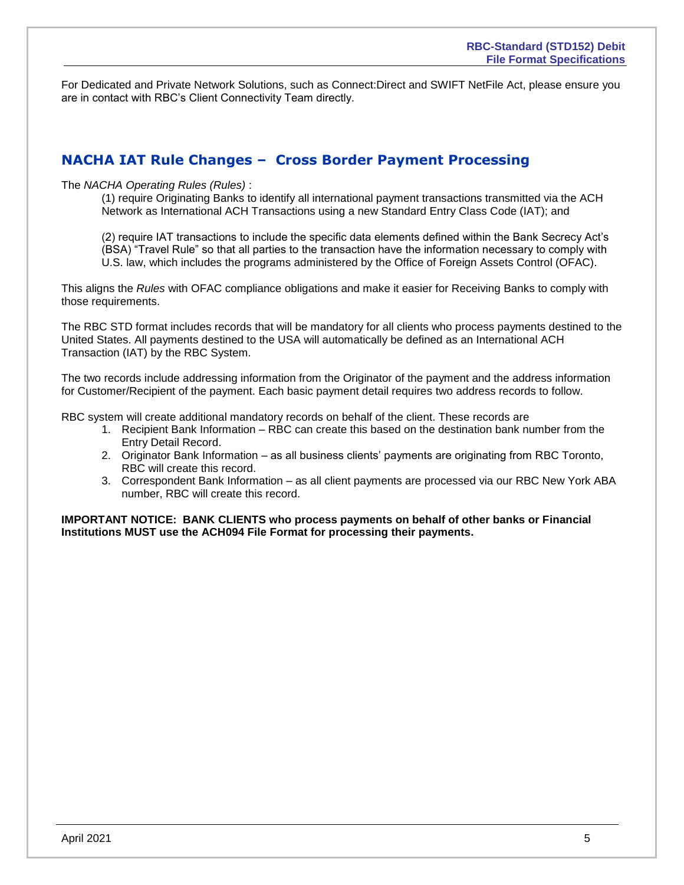For Dedicated and Private Network Solutions, such as Connect:Direct and SWIFT NetFile Act, please ensure you are in contact with RBC's Client Connectivity Team directly.

## NACHA IAT Rule Changes – Cross Border Payment Processing

The *NACHA Operating Rules (Rules)* :

(1) require Originating Banks to identify all international payment transactions transmitted via the ACH Network as International ACH Transactions using a new Standard Entry Class Code (IAT); and

(2) require IAT transactions to include the specific data elements defined within the Bank Secrecy Act's (BSA) "Travel Rule" so that all parties to the transaction have the information necessary to comply with U.S. law, which includes the programs administered by the Office of Foreign Assets Control (OFAC).

This aligns the *Rules* with OFAC compliance obligations and make it easier for Receiving Banks to comply with those requirements.

The RBC STD format includes records that will be mandatory for all clients who process payments destined to the United States. All payments destined to the USA will automatically be defined as an International ACH Transaction (IAT) by the RBC System.

The two records include addressing information from the Originator of the payment and the address information for Customer/Recipient of the payment. Each basic payment detail requires two address records to follow.

RBC system will create additional mandatory records on behalf of the client. These records are

1. Recipient Bank Information – RBC can create this based on the destination bank number from the Entry Detail Record.
2. Originator Bank Information – as all business clients' payments are originating from RBC Toronto, RBC will create this record.
3. Correspondent Bank Information – as all client payments are processed via our RBC New York ABA number, RBC will create this record.

**IMPORTANT NOTICE: BANK CLIENTS who process payments on behalf of other banks or Financial Institutions MUST use the ACH094 File Format for processing their payments.**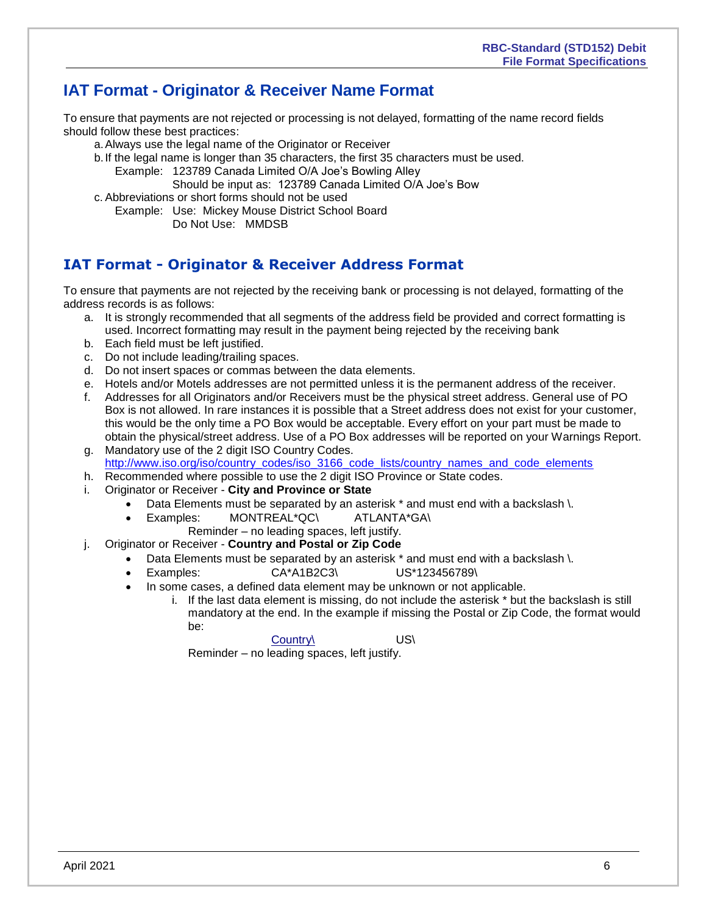## IAT Format - Originator & Receiver Name Format

To ensure that payments are not rejected or processing is not delayed, formatting of the name record fields should follow these best practices:

a. Always use the legal name of the Originator or Receiver
b. If the legal name is longer than 35 characters, the first 35 characters must be used.
   Example: 123789 Canada Limited O/A Joe's Bowling Alley
   Should be input as: 123789 Canada Limited O/A Joe's Bow
c. Abbreviations or short forms should not be used
   Example: Use: Mickey Mouse District School Board
   Do Not Use: MMDSB

## IAT Format - Originator & Receiver Address Format

To ensure that payments are not rejected by the receiving bank or processing is not delayed, formatting of the address records is as follows:

a. It is strongly recommended that all segments of the address field be provided and correct formatting is used. Incorrect formatting may result in the payment being rejected by the receiving bank
b. Each field must be left justified.
c. Do not include leading/trailing spaces.
d. Do not insert spaces or commas between the data elements.
e. Hotels and/or Motels addresses are not permitted unless it is the permanent address of the receiver.
f. Addresses for all Originators and/or Receivers must be the physical street address. General use of PO Box is not allowed. In rare instances it is possible that a Street address does not exist for your customer, this would be the only time a PO Box would be acceptable. Every effort on your part must be made to obtain the physical/street address. Use of a PO Box addresses will be reported on your Warnings Report.
g. Mandatory use of the 2 digit ISO Country Codes.
   http://www.iso.org/iso/country_codes/iso_3166_code_lists/country_names_and_code_elements
h. Recommended where possible to use the 2 digit ISO Province or State codes.
i. Originator or Receiver - **City and Province or State**
   - Data Elements must be separated by an asterisk * and must end with a backslash \.
   - Examples: MONTREAL*QC\ ATLANTA*GA\
     Reminder – no leading spaces, left justify.
j. Originator or Receiver - **Country and Postal or Zip Code**
   - Data Elements must be separated by an asterisk * and must end with a backslash \.
   - Examples: CA*A1B2C3\ US*123456789\
   - In some cases, a defined data element may be unknown or not applicable.
     i. If the last data element is missing, do not include the asterisk * but the backslash is still mandatory at the end. In the example if missing the Postal or Zip Code, the format would be:
        Country\ US\
        Reminder – no leading spaces, left justify.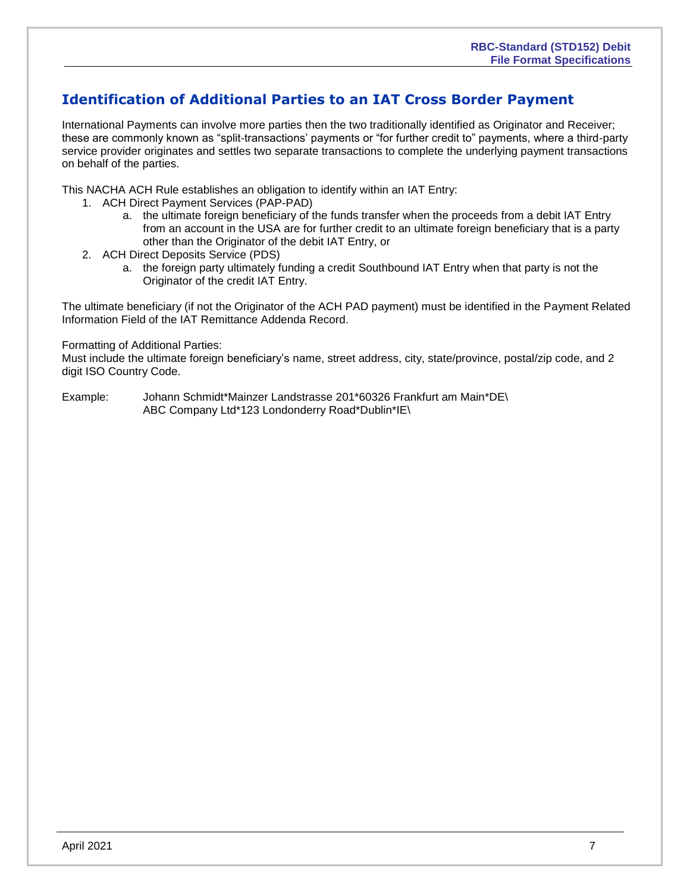## Identification of Additional Parties to an IAT Cross Border Payment

International Payments can involve more parties then the two traditionally identified as Originator and Receiver; these are commonly known as "split-transactions' payments or "for further credit to" payments, where a third-party service provider originates and settles two separate transactions to complete the underlying payment transactions on behalf of the parties.

This NACHA ACH Rule establishes an obligation to identify within an IAT Entry:

1. ACH Direct Payment Services (PAP-PAD)
   a. the ultimate foreign beneficiary of the funds transfer when the proceeds from a debit IAT Entry from an account in the USA are for further credit to an ultimate foreign beneficiary that is a party other than the Originator of the debit IAT Entry, or
2. ACH Direct Deposits Service (PDS)
   a. the foreign party ultimately funding a credit Southbound IAT Entry when that party is not the Originator of the credit IAT Entry.

The ultimate beneficiary (if not the Originator of the ACH PAD payment) must be identified in the Payment Related Information Field of the IAT Remittance Addenda Record.

Formatting of Additional Parties:
Must include the ultimate foreign beneficiary's name, street address, city, state/province, postal/zip code, and 2 digit ISO Country Code.

Example: Johann Schmidt*Mainzer Landstrasse 201*60326 Frankfurt am Main*DE\
ABC Company Ltd*123 Londonderry Road*Dublin*IE\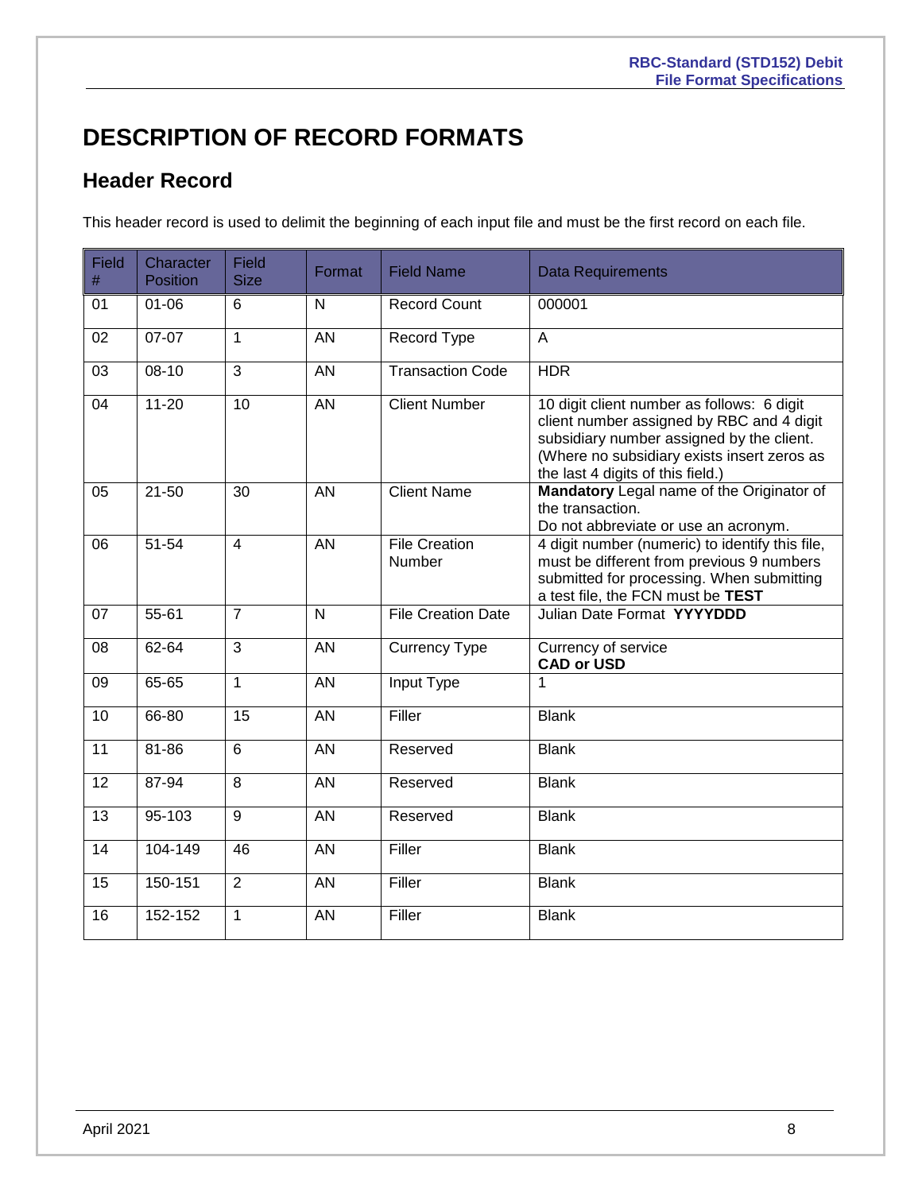# DESCRIPTION OF RECORD FORMATS

## Header Record

This header record is used to delimit the beginning of each input file and must be the first record on each file.

| Field # | Character Position | Field Size | Format | Field Name | Data Requirements |
|---|---|---|---|---|---|
| 01 | 01-06 | 6 | N | Record Count | 000001 |
| 02 | 07-07 | 1 | AN | Record Type | A |
| 03 | 08-10 | 3 | AN | Transaction Code | HDR |
| 04 | 11-20 | 10 | AN | Client Number | 10 digit client number as follows: 6 digit client number assigned by RBC and 4 digit subsidiary number assigned by the client. (Where no subsidiary exists insert zeros as the last 4 digits of this field.) |
| 05 | 21-50 | 30 | AN | Client Name | **Mandatory** Legal name of the Originator of the transaction. Do not abbreviate or use an acronym. |
| 06 | 51-54 | 4 | AN | File Creation Number | 4 digit number (numeric) to identify this file, must be different from previous 9 numbers submitted for processing. When submitting a test file, the FCN must be **TEST** |
| 07 | 55-61 | 7 | N | File Creation Date | Julian Date Format **YYYYDDD** |
| 08 | 62-64 | 3 | AN | Currency Type | Currency of service **CAD or USD** |
| 09 | 65-65 | 1 | AN | Input Type | 1 |
| 10 | 66-80 | 15 | AN | Filler | Blank |
| 11 | 81-86 | 6 | AN | Reserved | Blank |
| 12 | 87-94 | 8 | AN | Reserved | Blank |
| 13 | 95-103 | 9 | AN | Reserved | Blank |
| 14 | 104-149 | 46 | AN | Filler | Blank |
| 15 | 150-151 | 2 | AN | Filler | Blank |
| 16 | 152-152 | 1 | AN | Filler | Blank |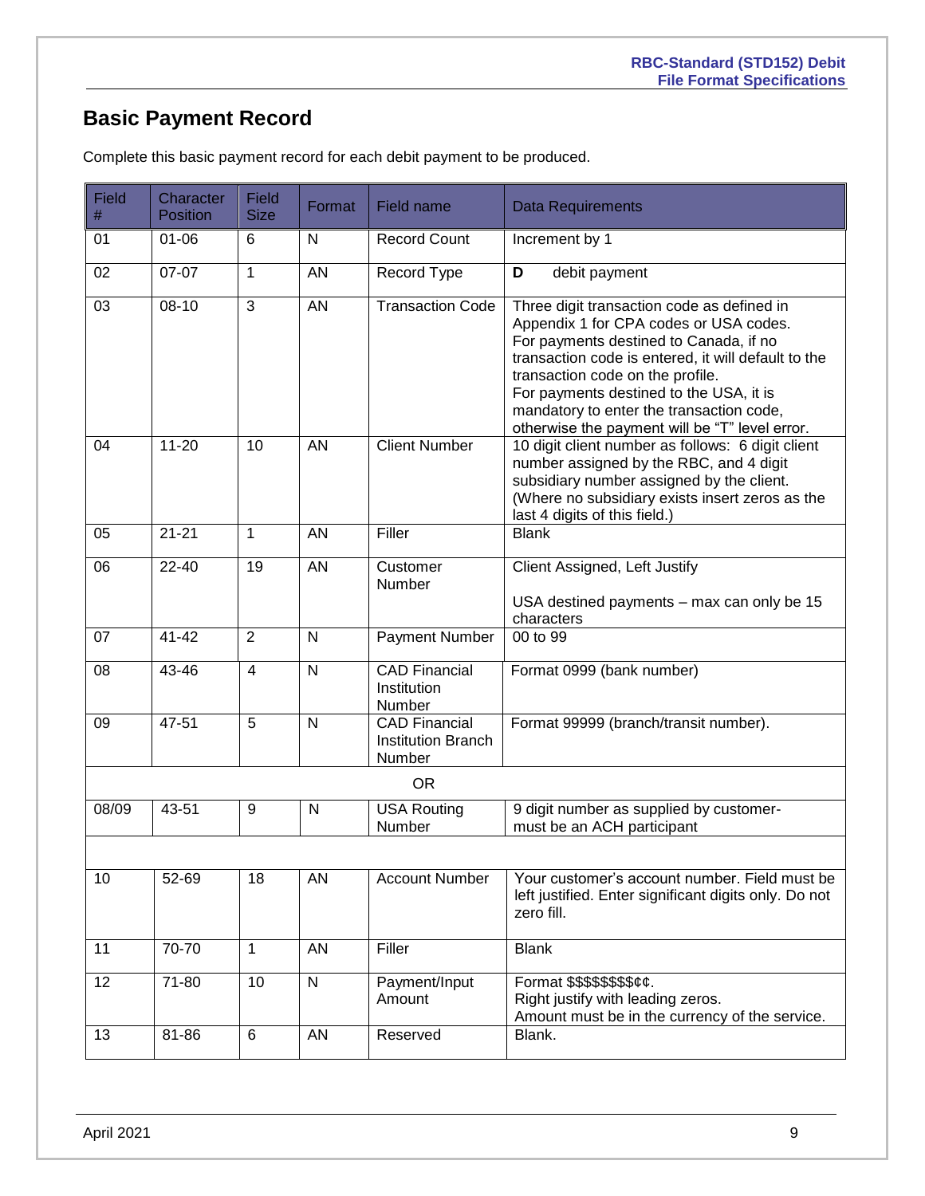## Basic Payment Record

Complete this basic payment record for each debit payment to be produced.

| Field # | Character Position | Field Size | Format | Field name | Data Requirements |
|---|---|---|---|---|---|
| 01 | 01-06 | 6 | N | Record Count | Increment by 1 |
| 02 | 07-07 | 1 | AN | Record Type | **D** debit payment |
| 03 | 08-10 | 3 | AN | Transaction Code | Three digit transaction code as defined in Appendix 1 for CPA codes or USA codes. For payments destined to Canada, if no transaction code is entered, it will default to the transaction code on the profile. For payments destined to the USA, it is mandatory to enter the transaction code, otherwise the payment will be "T" level error. |
| 04 | 11-20 | 10 | AN | Client Number | 10 digit client number as follows: 6 digit client number assigned by the RBC, and 4 digit subsidiary number assigned by the client. (Where no subsidiary exists insert zeros as the last 4 digits of this field.) |
| 05 | 21-21 | 1 | AN | Filler | Blank |
| 06 | 22-40 | 19 | AN | Customer Number | Client Assigned, Left Justify<br><br>USA destined payments – max can only be 15 characters |
| 07 | 41-42 | 2 | N | Payment Number | 00 to 99 |
| 08 | 43-46 | 4 | N | CAD Financial Institution Number | Format 0999 (bank number) |
| 09 | 47-51 | 5 | N | CAD Financial Institution Branch Number | Format 99999 (branch/transit number). |
| | | | OR | | |
| 08/09 | 43-51 | 9 | N | USA Routing Number | 9 digit number as supplied by customer- must be an ACH participant |
| | | | | | |
| 10 | 52-69 | 18 | AN | Account Number | Your customer's account number. Field must be left justified. Enter significant digits only. Do not zero fill. |
| 11 | 70-70 | 1 | AN | Filler | Blank |
| 12 | 71-80 | 10 | N | Payment/Input Amount | Format $$$$$$$$¢¢.<br>Right justify with leading zeros.<br>Amount must be in the currency of the service. |
| 13 | 81-86 | 6 | AN | Reserved | Blank. |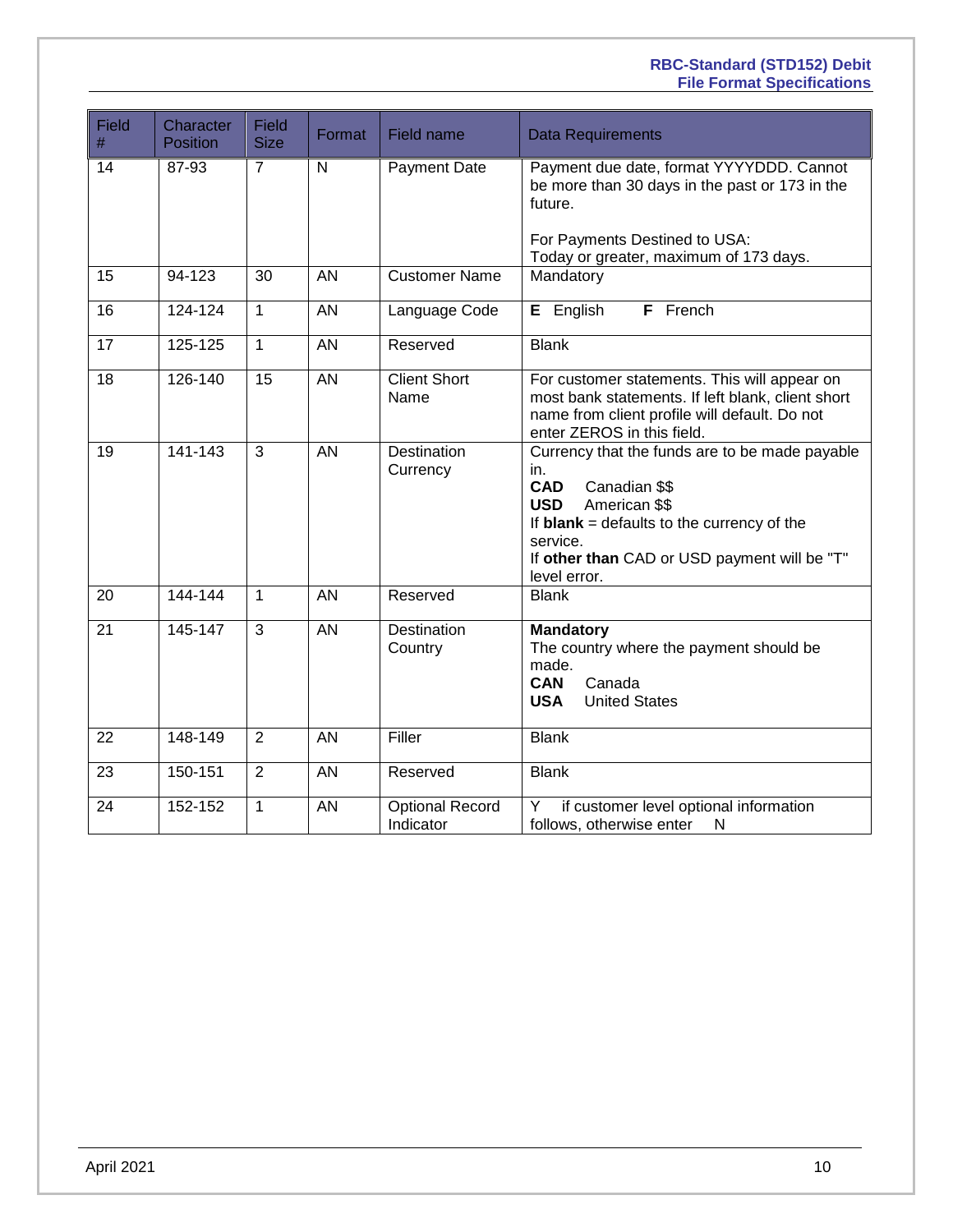| Field # | Character Position | Field Size | Format | Field name | Data Requirements |
|---|---|---|---|---|---|
| 14 | 87-93 | 7 | N | Payment Date | Payment due date, format YYYYDDD. Cannot be more than 30 days in the past or 173 in the future.<br><br>For Payments Destined to USA:<br>Today or greater, maximum of 173 days. |
| 15 | 94-123 | 30 | AN | Customer Name | Mandatory |
| 16 | 124-124 | 1 | AN | Language Code | **E** English **F** French |
| 17 | 125-125 | 1 | AN | Reserved | Blank |
| 18 | 126-140 | 15 | AN | Client Short Name | For customer statements. This will appear on most bank statements. If left blank, client short name from client profile will default. Do not enter ZEROS in this field. |
| 19 | 141-143 | 3 | AN | Destination Currency | Currency that the funds are to be made payable in.<br>**CAD** Canadian $$<br>**USD** American $$<br>If **blank** = defaults to the currency of the service.<br>If **other than** CAD or USD payment will be "T" level error. |
| 20 | 144-144 | 1 | AN | Reserved | Blank |
| 21 | 145-147 | 3 | AN | Destination Country | **Mandatory**<br>The country where the payment should be made.<br>**CAN** Canada<br>**USA** United States |
| 22 | 148-149 | 2 | AN | Filler | Blank |
| 23 | 150-151 | 2 | AN | Reserved | Blank |
| 24 | 152-152 | 1 | AN | Optional Record Indicator | Y if customer level optional information follows, otherwise enter N |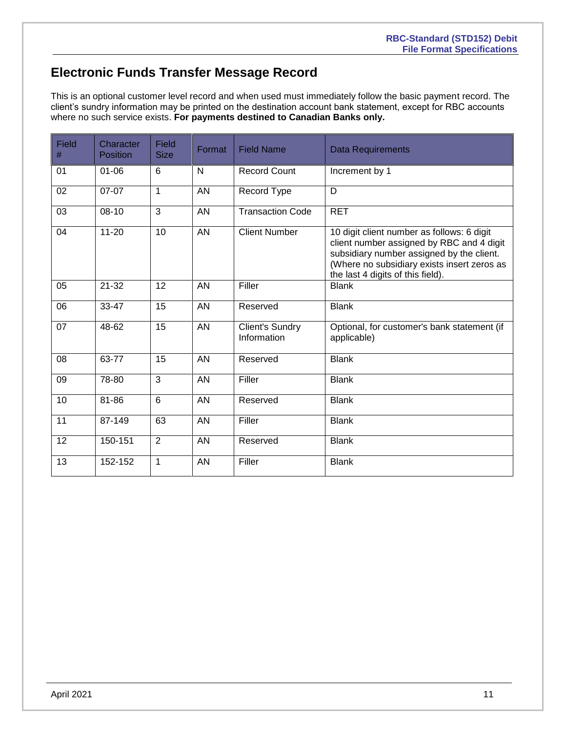## Electronic Funds Transfer Message Record

This is an optional customer level record and when used must immediately follow the basic payment record. The client's sundry information may be printed on the destination account bank statement, except for RBC accounts where no such service exists. **For payments destined to Canadian Banks only.**

| Field # | Character Position | Field Size | Format | Field Name | Data Requirements |
|---|---|---|---|---|---|
| 01 | 01-06 | 6 | N | Record Count | Increment by 1 |
| 02 | 07-07 | 1 | AN | Record Type | D |
| 03 | 08-10 | 3 | AN | Transaction Code | RET |
| 04 | 11-20 | 10 | AN | Client Number | 10 digit client number as follows: 6 digit client number assigned by RBC and 4 digit subsidiary number assigned by the client. (Where no subsidiary exists insert zeros as the last 4 digits of this field). |
| 05 | 21-32 | 12 | AN | Filler | Blank |
| 06 | 33-47 | 15 | AN | Reserved | Blank |
| 07 | 48-62 | 15 | AN | Client's Sundry Information | Optional, for customer's bank statement (if applicable) |
| 08 | 63-77 | 15 | AN | Reserved | Blank |
| 09 | 78-80 | 3 | AN | Filler | Blank |
| 10 | 81-86 | 6 | AN | Reserved | Blank |
| 11 | 87-149 | 63 | AN | Filler | Blank |
| 12 | 150-151 | 2 | AN | Reserved | Blank |
| 13 | 152-152 | 1 | AN | Filler | Blank |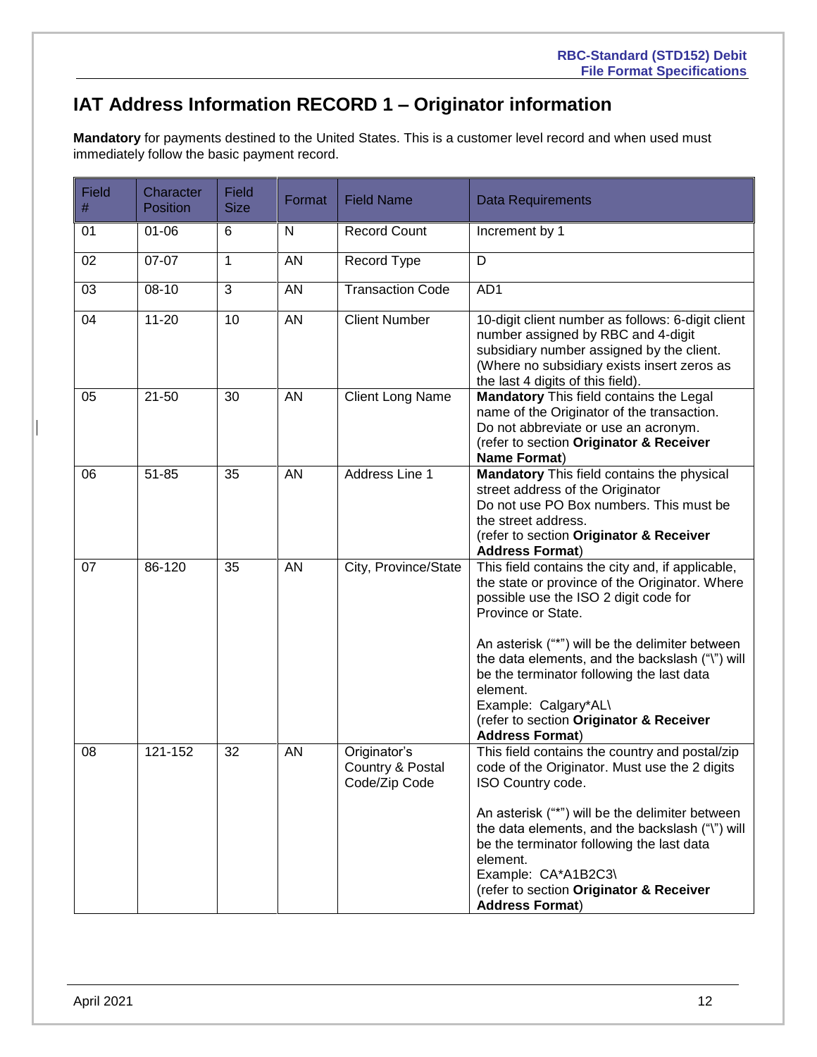# IAT Address Information RECORD 1 – Originator information

**Mandatory** for payments destined to the United States. This is a customer level record and when used must immediately follow the basic payment record.

| Field # | Character Position | Field Size | Format | Field Name | Data Requirements |
|---|---|---|---|---|---|
| 01 | 01-06 | 6 | N | Record Count | Increment by 1 |
| 02 | 07-07 | 1 | AN | Record Type | D |
| 03 | 08-10 | 3 | AN | Transaction Code | AD1 |
| 04 | 11-20 | 10 | AN | Client Number | 10-digit client number as follows: 6-digit client number assigned by RBC and 4-digit subsidiary number assigned by the client. (Where no subsidiary exists insert zeros as the last 4 digits of this field). |
| 05 | 21-50 | 30 | AN | Client Long Name | **Mandatory** This field contains the Legal name of the Originator of the transaction. Do not abbreviate or use an acronym. (refer to section **Originator & Receiver Name Format**) |
| 06 | 51-85 | 35 | AN | Address Line 1 | **Mandatory** This field contains the physical street address of the Originator Do not use PO Box numbers. This must be the street address. (refer to section **Originator & Receiver Address Format**) |
| 07 | 86-120 | 35 | AN | City, Province/State | This field contains the city and, if applicable, the state or province of the Originator. Where possible use the ISO 2 digit code for Province or State.<br><br>An asterisk ("*") will be the delimiter between the data elements, and the backslash ("\") will be the terminator following the last data element.<br>Example: Calgary*AL\<br>(refer to section **Originator & Receiver Address Format**) |
| 08 | 121-152 | 32 | AN | Originator's Country & Postal Code/Zip Code | This field contains the country and postal/zip code of the Originator. Must use the 2 digits ISO Country code.<br><br>An asterisk ("*") will be the delimiter between the data elements, and the backslash ("\") will be the terminator following the last data element.<br>Example: CA*A1B2C3\<br>(refer to section **Originator & Receiver Address Format**) |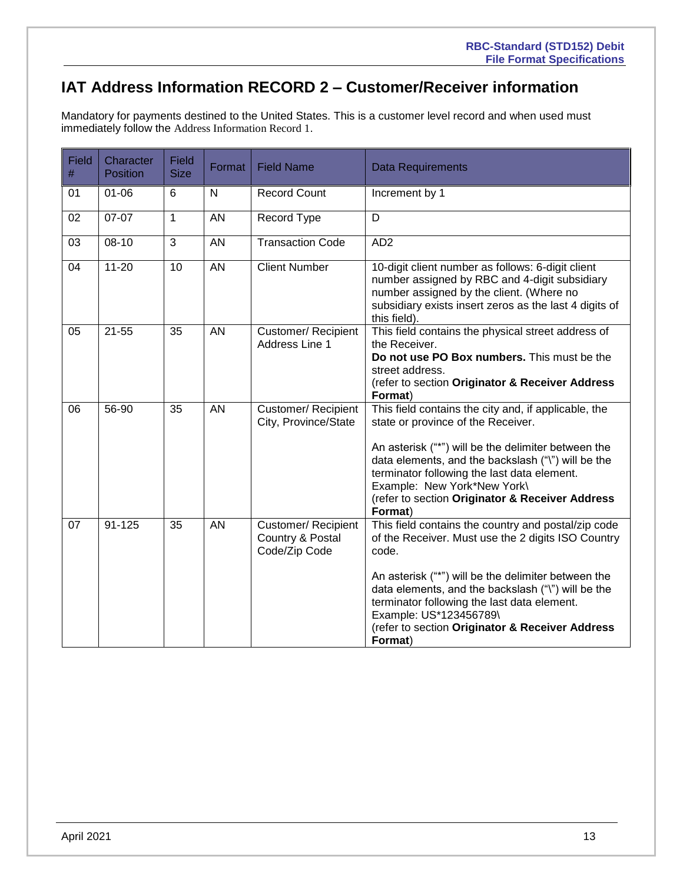## IAT Address Information RECORD 2 – Customer/Receiver information

Mandatory for payments destined to the United States. This is a customer level record and when used must immediately follow the Address Information Record 1.

| Field # | Character Position | Field Size | Format | Field Name | Data Requirements |
|---|---|---|---|---|---|
| 01 | 01-06 | 6 | N | Record Count | Increment by 1 |
| 02 | 07-07 | 1 | AN | Record Type | D |
| 03 | 08-10 | 3 | AN | Transaction Code | AD2 |
| 04 | 11-20 | 10 | AN | Client Number | 10-digit client number as follows: 6-digit client number assigned by RBC and 4-digit subsidiary number assigned by the client. (Where no subsidiary exists insert zeros as the last 4 digits of this field). |
| 05 | 21-55 | 35 | AN | Customer/ Recipient Address Line 1 | This field contains the physical street address of the Receiver.<br>**Do not use PO Box numbers.** This must be the street address.<br>(refer to section **Originator & Receiver Address Format**) |
| 06 | 56-90 | 35 | AN | Customer/ Recipient City, Province/State | This field contains the city and, if applicable, the state or province of the Receiver.<br><br>An asterisk ("*") will be the delimiter between the data elements, and the backslash ("\") will be the terminator following the last data element.<br>Example: New York*New York\<br>(refer to section **Originator & Receiver Address Format**) |
| 07 | 91-125 | 35 | AN | Customer/ Recipient Country & Postal Code/Zip Code | This field contains the country and postal/zip code of the Receiver. Must use the 2 digits ISO Country code.<br><br>An asterisk ("*") will be the delimiter between the data elements, and the backslash ("\") will be the terminator following the last data element.<br>Example: US*123456789\<br>(refer to section **Originator & Receiver Address Format**) |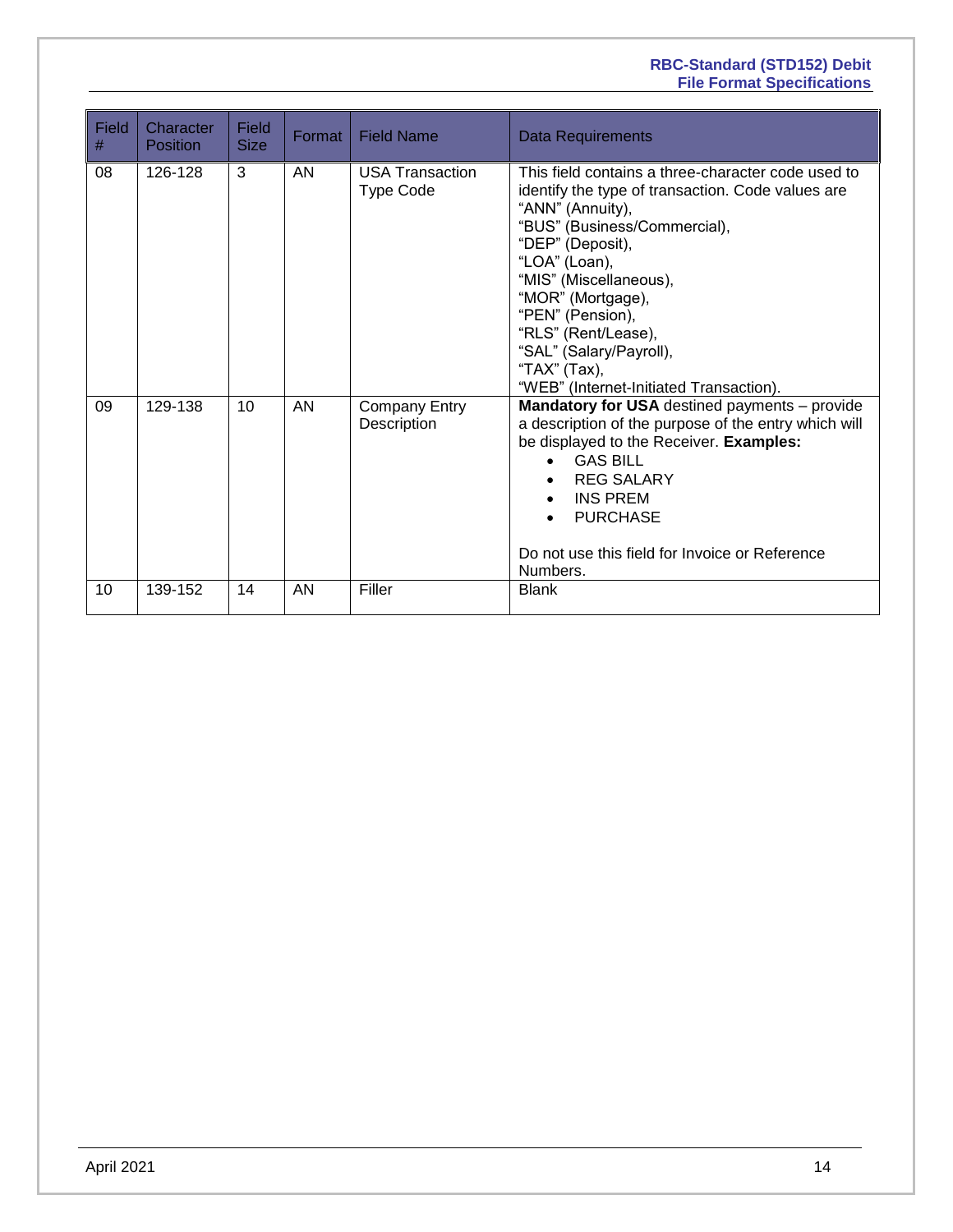| Field # | Character Position | Field Size | Format | Field Name | Data Requirements |
|---|---|---|---|---|---|
| 08 | 126-128 | 3 | AN | USA Transaction Type Code | This field contains a three-character code used to identify the type of transaction. Code values are "ANN" (Annuity), "BUS" (Business/Commercial), "DEP" (Deposit), "LOA" (Loan), "MIS" (Miscellaneous), "MOR" (Mortgage), "PEN" (Pension), "RLS" (Rent/Lease), "SAL" (Salary/Payroll), "TAX" (Tax), "WEB" (Internet-Initiated Transaction). |
| 09 | 129-138 | 10 | AN | Company Entry Description | **Mandatory for USA** destined payments – provide a description of the purpose of the entry which will be displayed to the Receiver. **Examples:** <br>• GAS BILL <br>• REG SALARY <br>• INS PREM <br>• PURCHASE <br><br>Do not use this field for Invoice or Reference Numbers. |
| 10 | 139-152 | 14 | AN | Filler | Blank |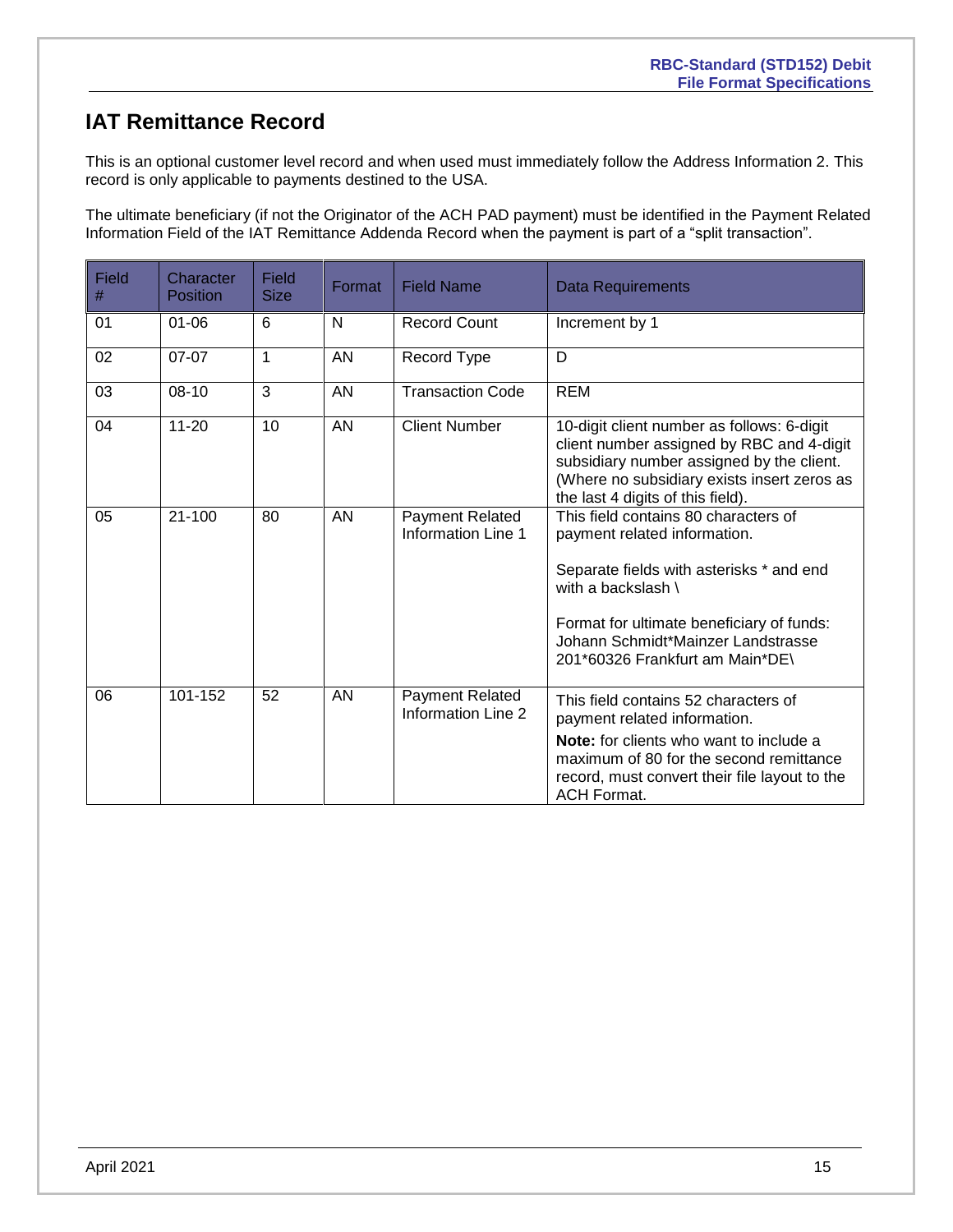## IAT Remittance Record

This is an optional customer level record and when used must immediately follow the Address Information 2. This record is only applicable to payments destined to the USA.

The ultimate beneficiary (if not the Originator of the ACH PAD payment) must be identified in the Payment Related Information Field of the IAT Remittance Addenda Record when the payment is part of a "split transaction".

| Field # | Character Position | Field Size | Format | Field Name | Data Requirements |
|---|---|---|---|---|---|
| 01 | 01-06 | 6 | N | Record Count | Increment by 1 |
| 02 | 07-07 | 1 | AN | Record Type | D |
| 03 | 08-10 | 3 | AN | Transaction Code | REM |
| 04 | 11-20 | 10 | AN | Client Number | 10-digit client number as follows: 6-digit client number assigned by RBC and 4-digit subsidiary number assigned by the client. (Where no subsidiary exists insert zeros as the last 4 digits of this field). |
| 05 | 21-100 | 80 | AN | Payment Related Information Line 1 | This field contains 80 characters of payment related information.<br><br>Separate fields with asterisks * and end with a backslash \<br><br>Format for ultimate beneficiary of funds: Johann Schmidt*Mainzer Landstrasse 201*60326 Frankfurt am Main*DE\ |
| 06 | 101-152 | 52 | AN | Payment Related Information Line 2 | This field contains 52 characters of payment related information.<br>**Note:** for clients who want to include a maximum of 80 for the second remittance record, must convert their file layout to the ACH Format. |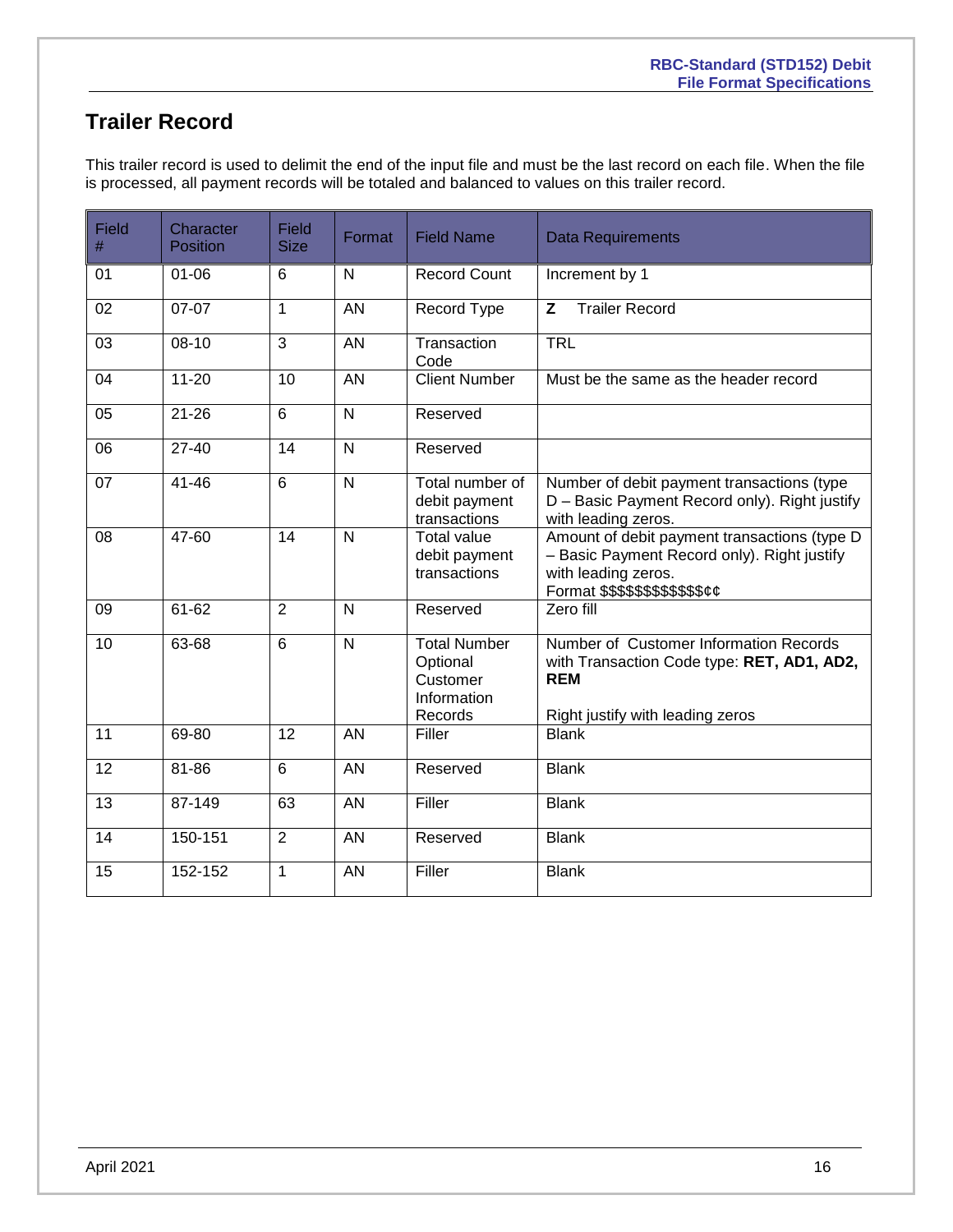## Trailer Record

This trailer record is used to delimit the end of the input file and must be the last record on each file. When the file is processed, all payment records will be totaled and balanced to values on this trailer record.

| Field # | Character Position | Field Size | Format | Field Name | Data Requirements |
|---|---|---|---|---|---|
| 01 | 01-06 | 6 | N | Record Count | Increment by 1 |
| 02 | 07-07 | 1 | AN | Record Type | **Z** Trailer Record |
| 03 | 08-10 | 3 | AN | Transaction Code | TRL |
| 04 | 11-20 | 10 | AN | Client Number | Must be the same as the header record |
| 05 | 21-26 | 6 | N | Reserved | |
| 06 | 27-40 | 14 | N | Reserved | |
| 07 | 41-46 | 6 | N | Total number of debit payment transactions | Number of debit payment transactions (type D – Basic Payment Record only). Right justify with leading zeros. |
| 08 | 47-60 | 14 | N | Total value debit payment transactions | Amount of debit payment transactions (type D – Basic Payment Record only). Right justify with leading zeros. Format $$$$$$$$$$$$¢¢ |
| 09 | 61-62 | 2 | N | Reserved | Zero fill |
| 10 | 63-68 | 6 | N | Total Number Optional Customer Information Records | Number of Customer Information Records with Transaction Code type: **RET, AD1, AD2, REM**<br><br>Right justify with leading zeros |
| 11 | 69-80 | 12 | AN | Filler | Blank |
| 12 | 81-86 | 6 | AN | Reserved | Blank |
| 13 | 87-149 | 63 | AN | Filler | Blank |
| 14 | 150-151 | 2 | AN | Reserved | Blank |
| 15 | 152-152 | 1 | AN | Filler | Blank |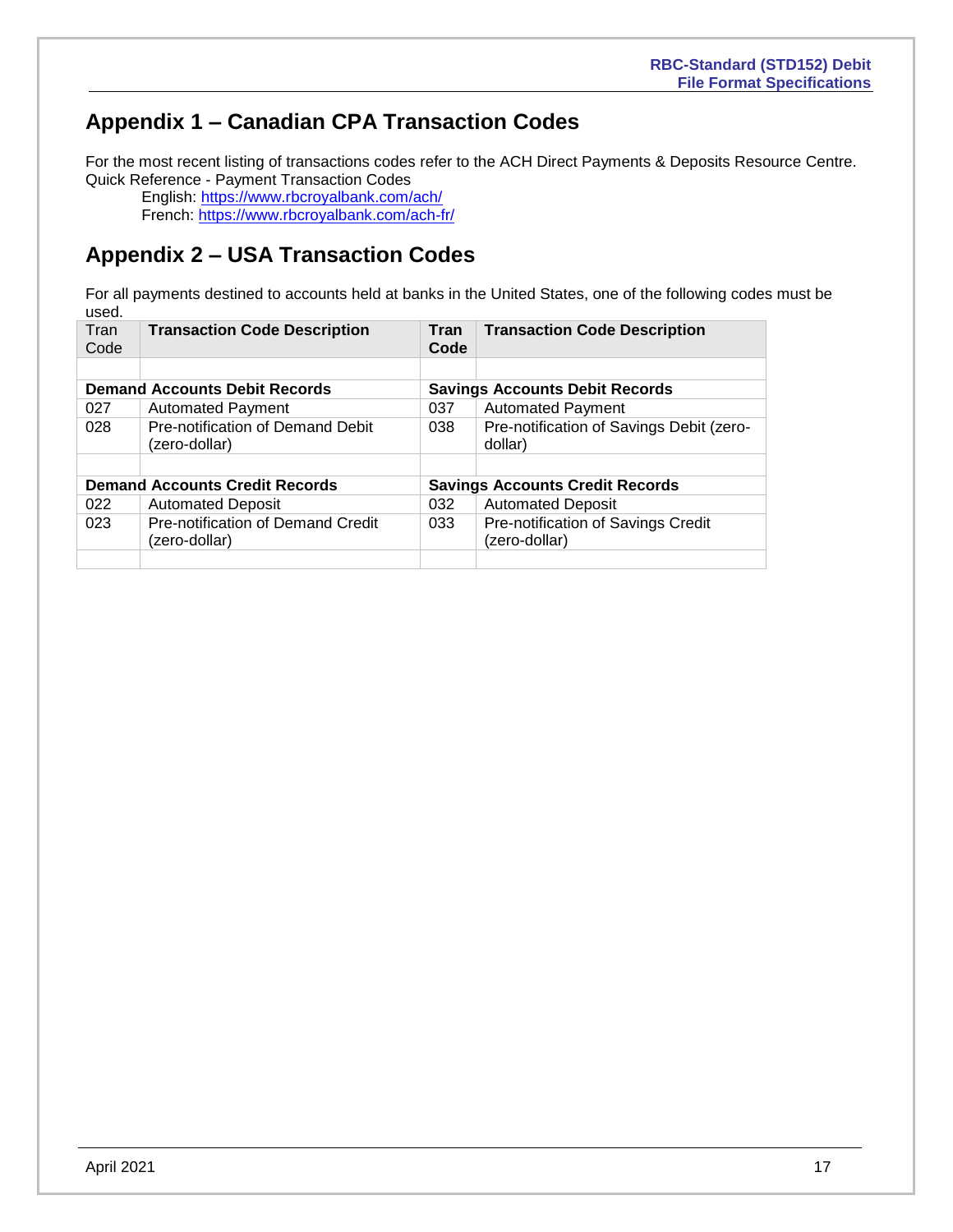## Appendix 1 – Canadian CPA Transaction Codes

For the most recent listing of transactions codes refer to the ACH Direct Payments & Deposits Resource Centre.
Quick Reference - Payment Transaction Codes

English: https://www.rbcroyalbank.com/ach/
French: https://www.rbcroyalbank.com/ach-fr/

## Appendix 2 – USA Transaction Codes

For all payments destined to accounts held at banks in the United States, one of the following codes must be used.

| Tran Code | Transaction Code Description | Tran Code | Transaction Code Description |
|---|---|---|---|
| | | | |
| **Demand Accounts Debit Records** | | **Savings Accounts Debit Records** | |
| 027 | Automated Payment | 037 | Automated Payment |
| 028 | Pre-notification of Demand Debit (zero-dollar) | 038 | Pre-notification of Savings Debit (zero-dollar) |
| | | | |
| **Demand Accounts Credit Records** | | **Savings Accounts Credit Records** | |
| 022 | Automated Deposit | 032 | Automated Deposit |
| 023 | Pre-notification of Demand Credit (zero-dollar) | 033 | Pre-notification of Savings Credit (zero-dollar) |
| | | | |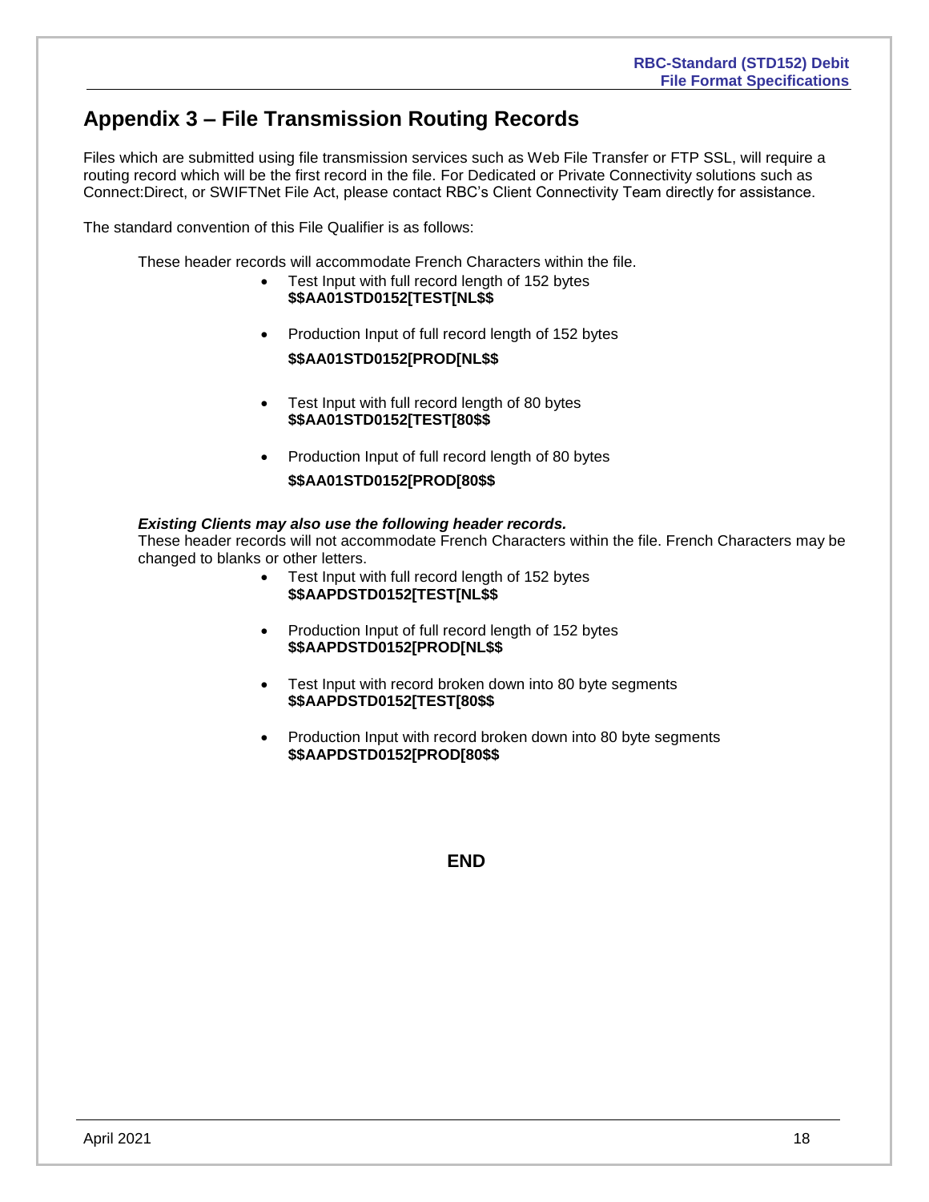# Appendix 3 – File Transmission Routing Records

Files which are submitted using file transmission services such as Web File Transfer or FTP SSL, will require a routing record which will be the first record in the file. For Dedicated or Private Connectivity solutions such as Connect:Direct, or SWIFTNet File Act, please contact RBC's Client Connectivity Team directly for assistance.

The standard convention of this File Qualifier is as follows:

These header records will accommodate French Characters within the file.

- Test Input with full record length of 152 bytes
  **$$AA01STD0152[TEST[NL$$**
- Production Input of full record length of 152 bytes
  **$$AA01STD0152[PROD[NL$$**
- Test Input with full record length of 80 bytes
  **$$AA01STD0152[TEST[80$$**
- Production Input of full record length of 80 bytes
  **$$AA01STD0152[PROD[80$$**

***Existing Clients may also use the following header records.***

These header records will not accommodate French Characters within the file. French Characters may be changed to blanks or other letters.

- Test Input with full record length of 152 bytes
  **$$AAPDSTD0152[TEST[NL$$**
- Production Input of full record length of 152 bytes
  **$$AAPDSTD0152[PROD[NL$$**
- Test Input with record broken down into 80 byte segments
  **$$AAPDSTD0152[TEST[80$$**
- Production Input with record broken down into 80 byte segments
  **$$AAPDSTD0152[PROD[80$$**

**END**